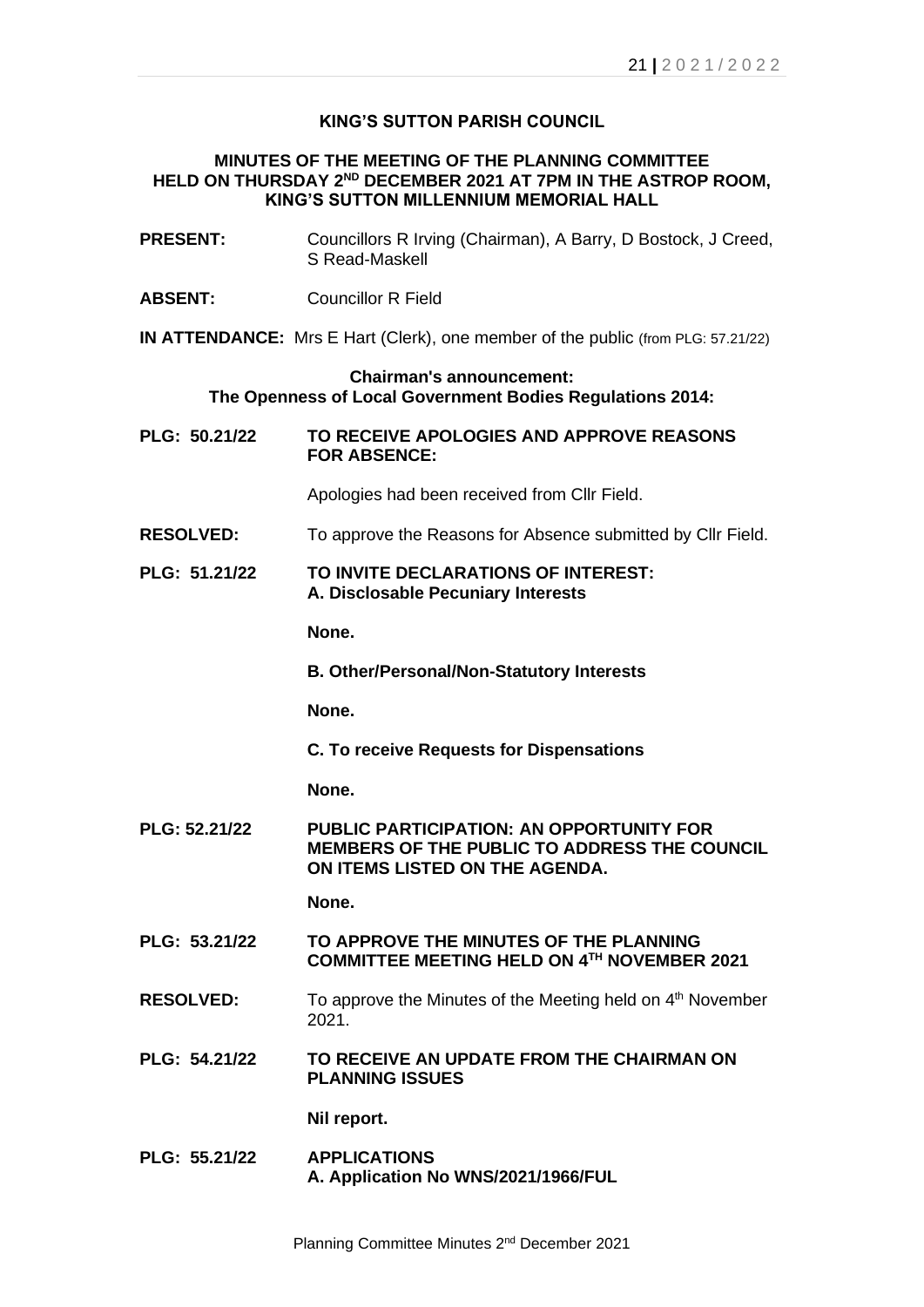# KING'S SUTTON PARISH COUNCIL

## MINUTES OF THE MEETING OF THE PLANNING COMMITTEE HELD ON THURSDAY 2ND DECEMBER 2021 AT 7PM IN THE ASTROP ROOM, KING'S SUTTON MILLENNIUM MEMORIAL HALL

**PRESENT:** Councillors R Irving (Chairman), A Barry, D Bostock, J Creed, S Read-Maskell

**ABSENT:** Councillor R Field

**IN ATTENDANCE:** Mrs E Hart (Clerk), one member of the public (from PLG: 57.21/22)

**Chairman's announcement:**
**The Openness of Local Government Bodies Regulations 2014:**

**PLG: 50.21/22 TO RECEIVE APOLOGIES AND APPROVE REASONS FOR ABSENCE:**

Apologies had been received from Cllr Field.

**RESOLVED:** To approve the Reasons for Absence submitted by Cllr Field.

**PLG: 51.21/22 TO INVITE DECLARATIONS OF INTEREST:**
**A. Disclosable Pecuniary Interests**

**None.**

**B. Other/Personal/Non-Statutory Interests**

**None.**

**C. To receive Requests for Dispensations**

**None.**

**PLG: 52.21/22 PUBLIC PARTICIPATION: AN OPPORTUNITY FOR MEMBERS OF THE PUBLIC TO ADDRESS THE COUNCIL ON ITEMS LISTED ON THE AGENDA.**

**None.**

**PLG: 53.21/22 TO APPROVE THE MINUTES OF THE PLANNING COMMITTEE MEETING HELD ON 4TH NOVEMBER 2021**

**RESOLVED:** To approve the Minutes of the Meeting held on 4th November 2021.

**PLG: 54.21/22 TO RECEIVE AN UPDATE FROM THE CHAIRMAN ON PLANNING ISSUES**

**Nil report.**

**PLG: 55.21/22 APPLICATIONS**
**A. Application No WNS/2021/1966/FUL**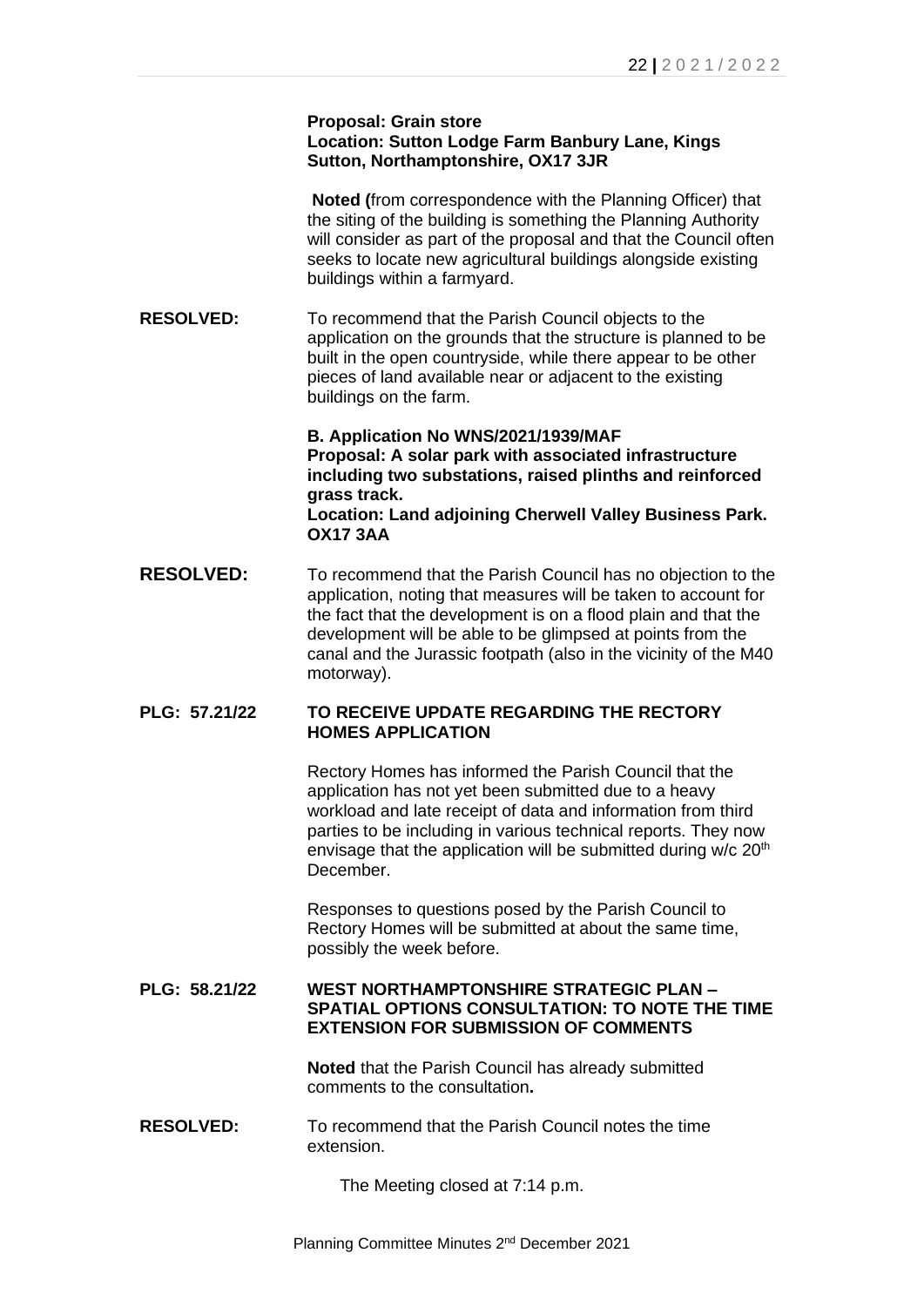**Proposal: Grain store**
**Location: Sutton Lodge Farm Banbury Lane, Kings Sutton, Northamptonshire, OX17 3JR**

**Noted (**from correspondence with the Planning Officer) that the siting of the building is something the Planning Authority will consider as part of the proposal and that the Council often seeks to locate new agricultural buildings alongside existing buildings within a farmyard.

**RESOLVED:** To recommend that the Parish Council objects to the application on the grounds that the structure is planned to be built in the open countryside, while there appear to be other pieces of land available near or adjacent to the existing buildings on the farm.

**B. Application No WNS/2021/1939/MAF**
**Proposal: A solar park with associated infrastructure including two substations, raised plinths and reinforced grass track.**
**Location: Land adjoining Cherwell Valley Business Park. OX17 3AA**

**RESOLVED:** To recommend that the Parish Council has no objection to the application, noting that measures will be taken to account for the fact that the development is on a flood plain and that the development will be able to be glimpsed at points from the canal and the Jurassic footpath (also in the vicinity of the M40 motorway).

**PLG: 57.21/22 TO RECEIVE UPDATE REGARDING THE RECTORY HOMES APPLICATION**

Rectory Homes has informed the Parish Council that the application has not yet been submitted due to a heavy workload and late receipt of data and information from third parties to be including in various technical reports. They now envisage that the application will be submitted during w/c 20th December.

Responses to questions posed by the Parish Council to Rectory Homes will be submitted at about the same time, possibly the week before.

**PLG: 58.21/22 WEST NORTHAMPTONSHIRE STRATEGIC PLAN – SPATIAL OPTIONS CONSULTATION: TO NOTE THE TIME EXTENSION FOR SUBMISSION OF COMMENTS**

**Noted** that the Parish Council has already submitted comments to the consultation**.**

**RESOLVED:** To recommend that the Parish Council notes the time extension.

The Meeting closed at 7:14 p.m.